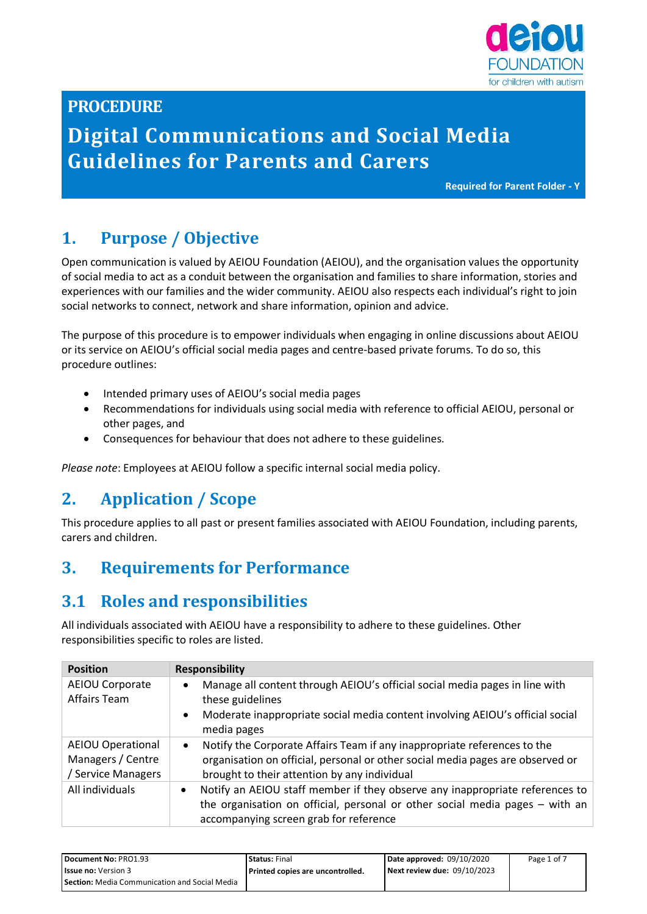**PROCEDURE**

# Digital Communications and Social Media Guidelines for Parents and Carers

**Required for Parent Folder - Y**

## 1. Purpose / Objective

Open communication is valued by AEIOU Foundation (AEIOU), and the organisation values the opportunity of social media to act as a conduit between the organisation and families to share information, stories and experiences with our families and the wider community. AEIOU also respects each individual's right to join social networks to connect, network and share information, opinion and advice.

The purpose of this procedure is to empower individuals when engaging in online discussions about AEIOU or its service on AEIOU's official social media pages and centre-based private forums. To do so, this procedure outlines:

- Intended primary uses of AEIOU's social media pages
- Recommendations for individuals using social media with reference to official AEIOU, personal or other pages, and
- Consequences for behaviour that does not adhere to these guidelines.

*Please note*: Employees at AEIOU follow a specific internal social media policy.

## 2. Application / Scope

This procedure applies to all past or present families associated with AEIOU Foundation, including parents, carers and children.

## 3. Requirements for Performance

## 3.1 Roles and responsibilities

All individuals associated with AEIOU have a responsibility to adhere to these guidelines. Other responsibilities specific to roles are listed.

| Position | Responsibility |
|---|---|
| AEIOU Corporate Affairs Team | • Manage all content through AEIOU's official social media pages in line with these guidelines<br>• Moderate inappropriate social media content involving AEIOU's official social media pages |
| AEIOU Operational Managers / Centre / Service Managers | • Notify the Corporate Affairs Team if any inappropriate references to the organisation on official, personal or other social media pages are observed or brought to their attention by any individual |
| All individuals | • Notify an AEIOU staff member if they observe any inappropriate references to the organisation on official, personal or other social media pages – with an accompanying screen grab for reference |

| Document No: PRO1.93 | Status: Final | Date approved: 09/10/2020 |
|---|---|---|
| Issue no: Version 3 | Printed copies are uncontrolled. | Next review due: 09/10/2023 |
| Section: Media Communication and Social Media | | |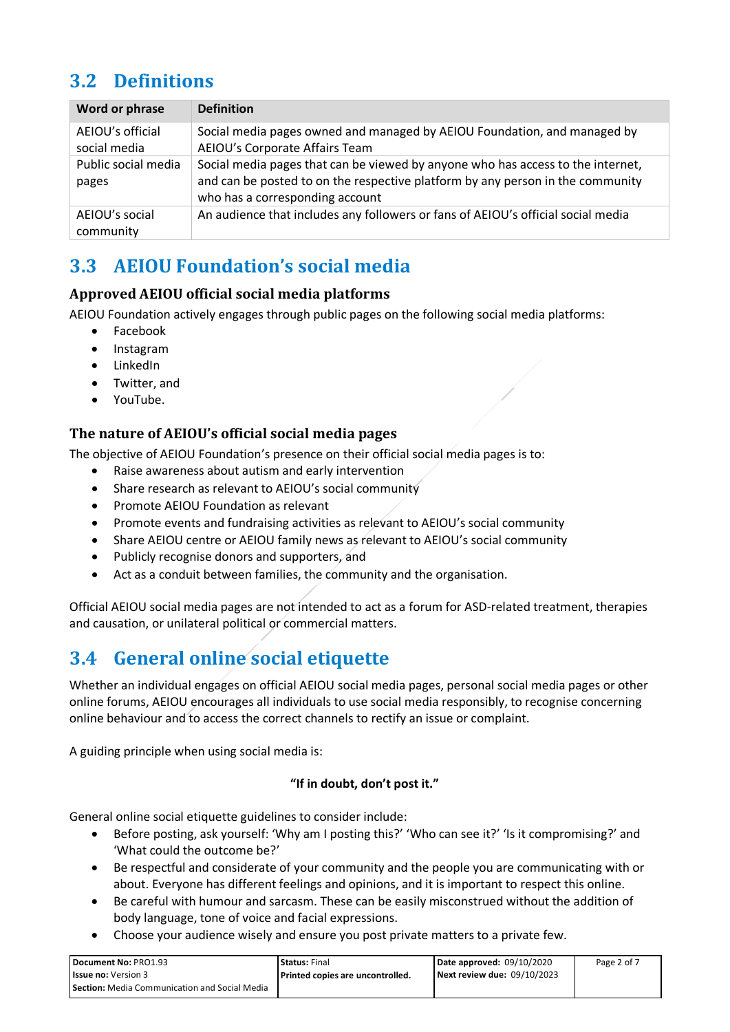## 3.2 Definitions

| Word or phrase | Definition |
|---|---|
| AEIOU's official social media | Social media pages owned and managed by AEIOU Foundation, and managed by AEIOU's Corporate Affairs Team |
| Public social media pages | Social media pages that can be viewed by anyone who has access to the internet, and can be posted to on the respective platform by any person in the community who has a corresponding account |
| AEIOU's social community | An audience that includes any followers or fans of AEIOU's official social media |

## 3.3 AEIOU Foundation's social media

### Approved AEIOU official social media platforms

AEIOU Foundation actively engages through public pages on the following social media platforms:

- Facebook
- Instagram
- LinkedIn
- Twitter, and
- YouTube.

### The nature of AEIOU's official social media pages

The objective of AEIOU Foundation's presence on their official social media pages is to:

- Raise awareness about autism and early intervention
- Share research as relevant to AEIOU's social community
- Promote AEIOU Foundation as relevant
- Promote events and fundraising activities as relevant to AEIOU's social community
- Share AEIOU centre or AEIOU family news as relevant to AEIOU's social community
- Publicly recognise donors and supporters, and
- Act as a conduit between families, the community and the organisation.

Official AEIOU social media pages are not intended to act as a forum for ASD-related treatment, therapies and causation, or unilateral political or commercial matters.

## 3.4 General online social etiquette

Whether an individual engages on official AEIOU social media pages, personal social media pages or other online forums, AEIOU encourages all individuals to use social media responsibly, to recognise concerning online behaviour and to access the correct channels to rectify an issue or complaint.

A guiding principle when using social media is:

**"If in doubt, don't post it."**

General online social etiquette guidelines to consider include:

- Before posting, ask yourself: 'Why am I posting this?' 'Who can see it?' 'Is it compromising?' and 'What could the outcome be?'
- Be respectful and considerate of your community and the people you are communicating with or about. Everyone has different feelings and opinions, and it is important to respect this online.
- Be careful with humour and sarcasm. These can be easily misconstrued without the addition of body language, tone of voice and facial expressions.
- Choose your audience wisely and ensure you post private matters to a private few.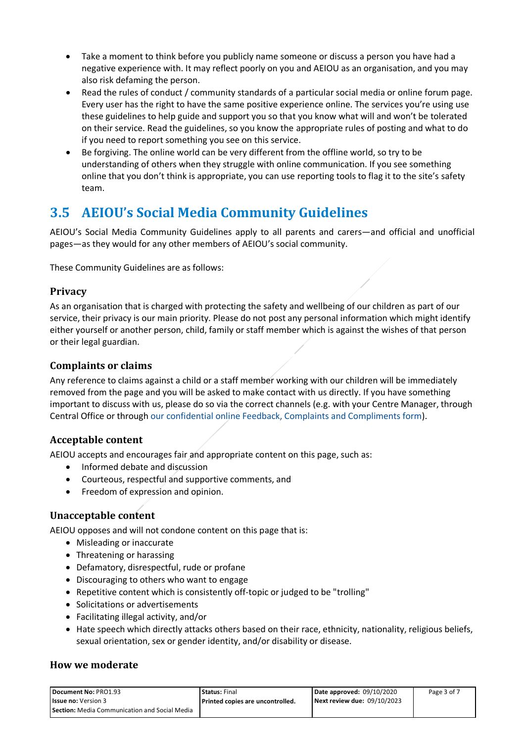- Take a moment to think before you publicly name someone or discuss a person you have had a negative experience with. It may reflect poorly on you and AEIOU as an organisation, and you may also risk defaming the person.
- Read the rules of conduct / community standards of a particular social media or online forum page. Every user has the right to have the same positive experience online. The services you're using use these guidelines to help guide and support you so that you know what will and won't be tolerated on their service. Read the guidelines, so you know the appropriate rules of posting and what to do if you need to report something you see on this service.
- Be forgiving. The online world can be very different from the offline world, so try to be understanding of others when they struggle with online communication. If you see something online that you don't think is appropriate, you can use reporting tools to flag it to the site's safety team.

## 3.5 AEIOU's Social Media Community Guidelines

AEIOU's Social Media Community Guidelines apply to all parents and carers—and official and unofficial pages—as they would for any other members of AEIOU's social community.

These Community Guidelines are as follows:

### Privacy

As an organisation that is charged with protecting the safety and wellbeing of our children as part of our service, their privacy is our main priority. Please do not post any personal information which might identify either yourself or another person, child, family or staff member which is against the wishes of that person or their legal guardian.

### Complaints or claims

Any reference to claims against a child or a staff member working with our children will be immediately removed from the page and you will be asked to make contact with us directly. If you have something important to discuss with us, please do so via the correct channels (e.g. with your Centre Manager, through Central Office or through our confidential online Feedback, Complaints and Compliments form).

### Acceptable content

AEIOU accepts and encourages fair and appropriate content on this page, such as:

- Informed debate and discussion
- Courteous, respectful and supportive comments, and
- Freedom of expression and opinion.

### Unacceptable content

AEIOU opposes and will not condone content on this page that is:

- Misleading or inaccurate
- Threatening or harassing
- Defamatory, disrespectful, rude or profane
- Discouraging to others who want to engage
- Repetitive content which is consistently off-topic or judged to be "trolling"
- Solicitations or advertisements
- Facilitating illegal activity, and/or
- Hate speech which directly attacks others based on their race, ethnicity, nationality, religious beliefs, sexual orientation, sex or gender identity, and/or disability or disease.

### How we moderate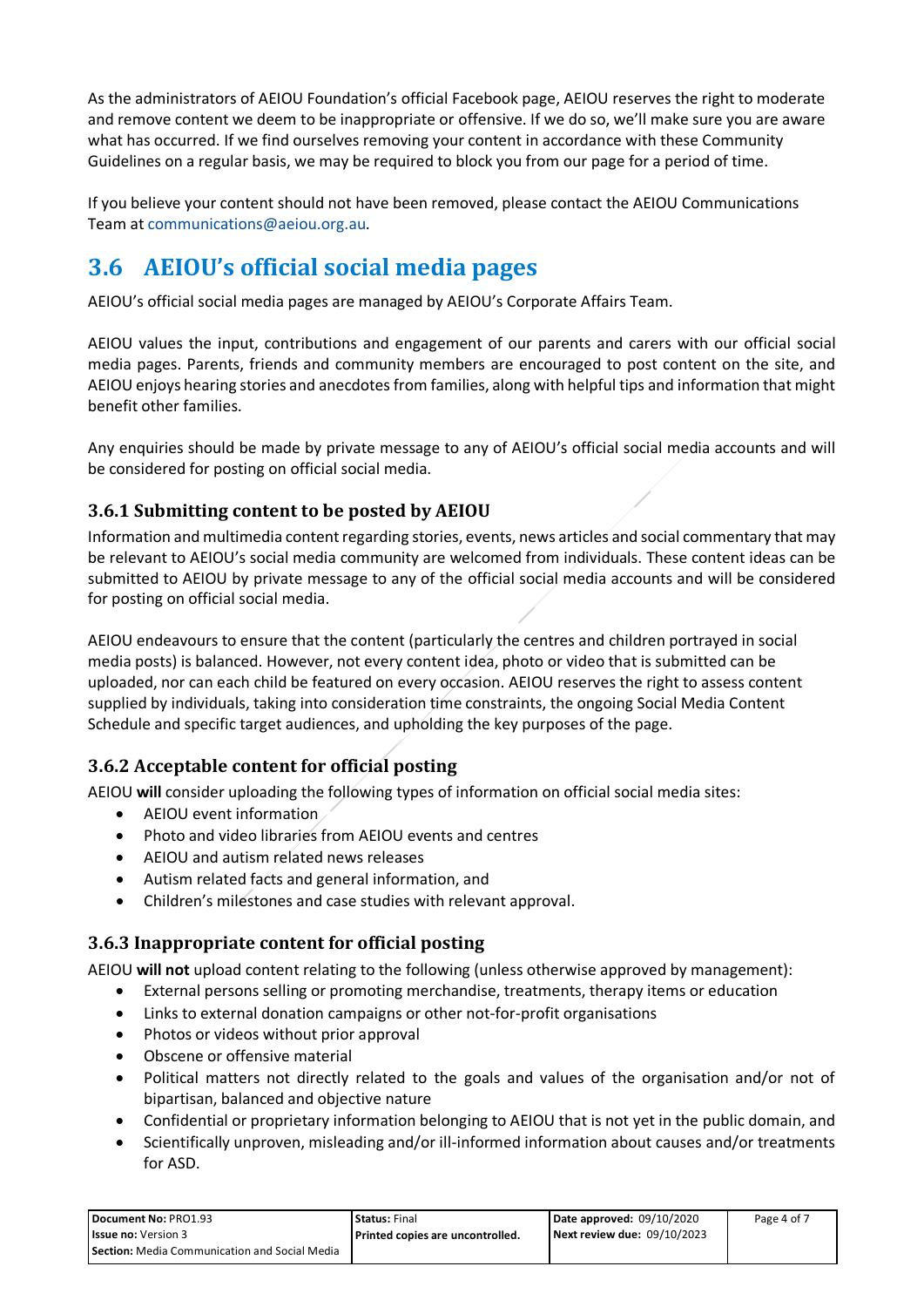As the administrators of AEIOU Foundation's official Facebook page, AEIOU reserves the right to moderate and remove content we deem to be inappropriate or offensive. If we do so, we'll make sure you are aware what has occurred. If we find ourselves removing your content in accordance with these Community Guidelines on a regular basis, we may be required to block you from our page for a period of time.

If you believe your content should not have been removed, please contact the AEIOU Communications Team at communications@aeiou.org.au.

## 3.6 AEIOU's official social media pages

AEIOU's official social media pages are managed by AEIOU's Corporate Affairs Team.

AEIOU values the input, contributions and engagement of our parents and carers with our official social media pages. Parents, friends and community members are encouraged to post content on the site, and AEIOU enjoys hearing stories and anecdotes from families, along with helpful tips and information that might benefit other families.

Any enquiries should be made by private message to any of AEIOU's official social media accounts and will be considered for posting on official social media.

### 3.6.1 Submitting content to be posted by AEIOU

Information and multimedia content regarding stories, events, news articles and social commentary that may be relevant to AEIOU's social media community are welcomed from individuals. These content ideas can be submitted to AEIOU by private message to any of the official social media accounts and will be considered for posting on official social media.

AEIOU endeavours to ensure that the content (particularly the centres and children portrayed in social media posts) is balanced. However, not every content idea, photo or video that is submitted can be uploaded, nor can each child be featured on every occasion. AEIOU reserves the right to assess content supplied by individuals, taking into consideration time constraints, the ongoing Social Media Content Schedule and specific target audiences, and upholding the key purposes of the page.

### 3.6.2 Acceptable content for official posting

AEIOU **will** consider uploading the following types of information on official social media sites:

- AEIOU event information
- Photo and video libraries from AEIOU events and centres
- AEIOU and autism related news releases
- Autism related facts and general information, and
- Children's milestones and case studies with relevant approval.

### 3.6.3 Inappropriate content for official posting

AEIOU **will not** upload content relating to the following (unless otherwise approved by management):

- External persons selling or promoting merchandise, treatments, therapy items or education
- Links to external donation campaigns or other not-for-profit organisations
- Photos or videos without prior approval
- Obscene or offensive material
- Political matters not directly related to the goals and values of the organisation and/or not of bipartisan, balanced and objective nature
- Confidential or proprietary information belonging to AEIOU that is not yet in the public domain, and
- Scientifically unproven, misleading and/or ill-informed information about causes and/or treatments for ASD.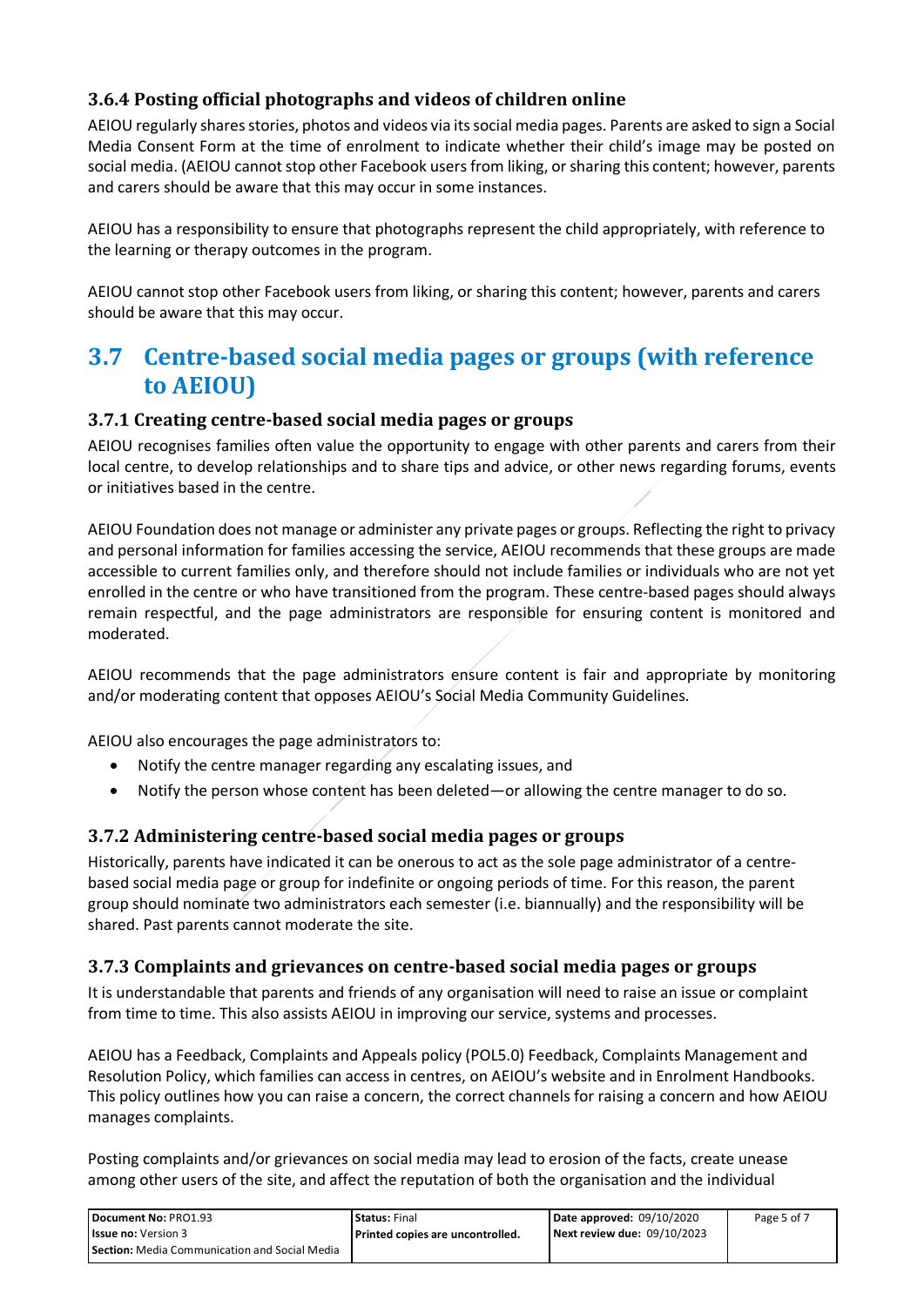### 3.6.4 Posting official photographs and videos of children online

AEIOU regularly shares stories, photos and videos via its social media pages. Parents are asked to sign a Social Media Consent Form at the time of enrolment to indicate whether their child's image may be posted on social media. (AEIOU cannot stop other Facebook users from liking, or sharing this content; however, parents and carers should be aware that this may occur in some instances.

AEIOU has a responsibility to ensure that photographs represent the child appropriately, with reference to the learning or therapy outcomes in the program.

AEIOU cannot stop other Facebook users from liking, or sharing this content; however, parents and carers should be aware that this may occur.

## 3.7 Centre-based social media pages or groups (with reference to AEIOU)

### 3.7.1 Creating centre-based social media pages or groups

AEIOU recognises families often value the opportunity to engage with other parents and carers from their local centre, to develop relationships and to share tips and advice, or other news regarding forums, events or initiatives based in the centre.

AEIOU Foundation does not manage or administer any private pages or groups. Reflecting the right to privacy and personal information for families accessing the service, AEIOU recommends that these groups are made accessible to current families only, and therefore should not include families or individuals who are not yet enrolled in the centre or who have transitioned from the program. These centre-based pages should always remain respectful, and the page administrators are responsible for ensuring content is monitored and moderated.

AEIOU recommends that the page administrators ensure content is fair and appropriate by monitoring and/or moderating content that opposes AEIOU's Social Media Community Guidelines.

AEIOU also encourages the page administrators to:

- Notify the centre manager regarding any escalating issues, and
- Notify the person whose content has been deleted—or allowing the centre manager to do so.

### 3.7.2 Administering centre-based social media pages or groups

Historically, parents have indicated it can be onerous to act as the sole page administrator of a centre-based social media page or group for indefinite or ongoing periods of time. For this reason, the parent group should nominate two administrators each semester (i.e. biannually) and the responsibility will be shared. Past parents cannot moderate the site.

### 3.7.3 Complaints and grievances on centre-based social media pages or groups

It is understandable that parents and friends of any organisation will need to raise an issue or complaint from time to time. This also assists AEIOU in improving our service, systems and processes.

AEIOU has a Feedback, Complaints and Appeals policy (POL5.0) Feedback, Complaints Management and Resolution Policy, which families can access in centres, on AEIOU's website and in Enrolment Handbooks. This policy outlines how you can raise a concern, the correct channels for raising a concern and how AEIOU manages complaints.

Posting complaints and/or grievances on social media may lead to erosion of the facts, create unease among other users of the site, and affect the reputation of both the organisation and the individual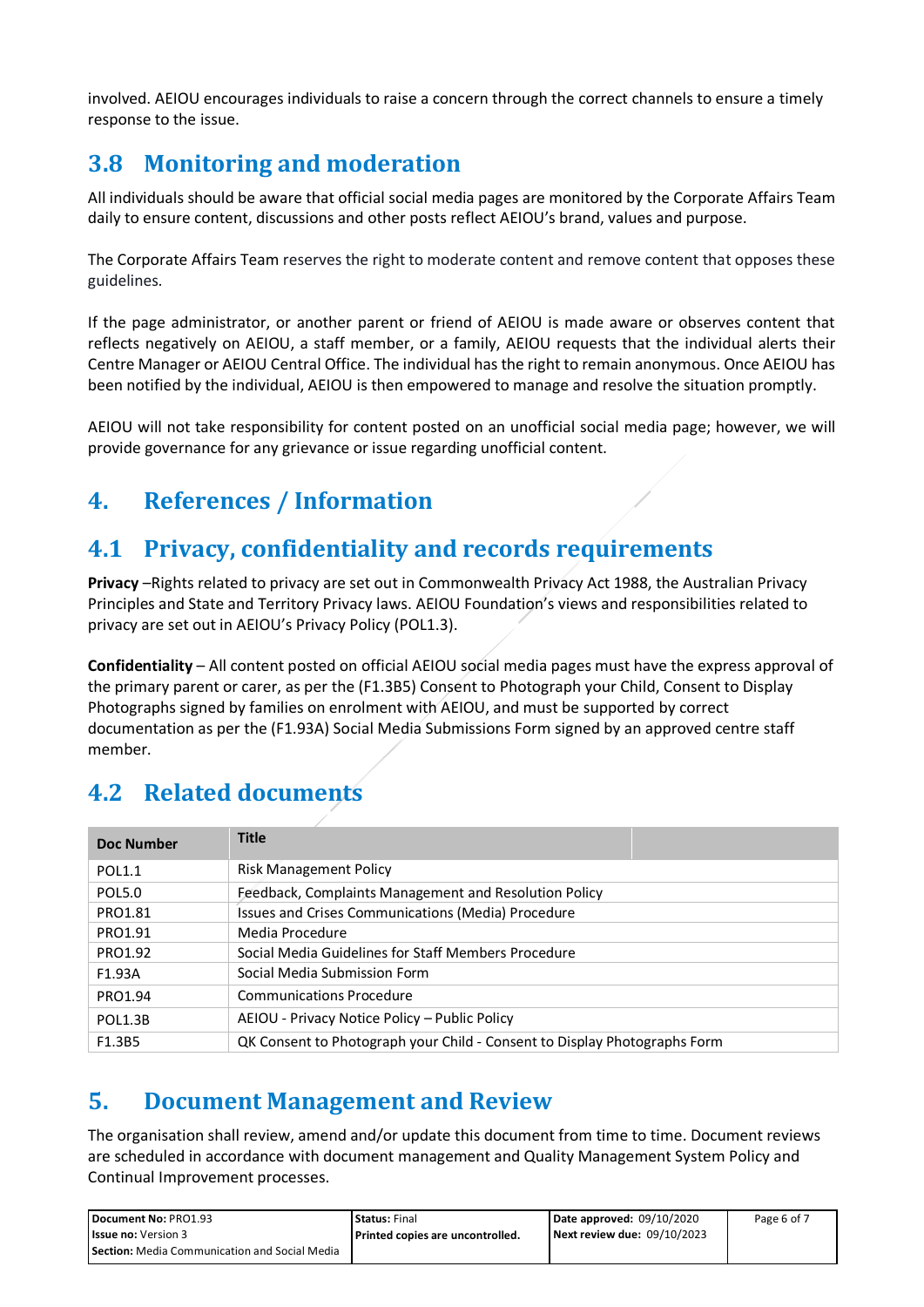involved. AEIOU encourages individuals to raise a concern through the correct channels to ensure a timely response to the issue.

## 3.8 Monitoring and moderation

All individuals should be aware that official social media pages are monitored by the Corporate Affairs Team daily to ensure content, discussions and other posts reflect AEIOU's brand, values and purpose.

The Corporate Affairs Team reserves the right to moderate content and remove content that opposes these guidelines.

If the page administrator, or another parent or friend of AEIOU is made aware or observes content that reflects negatively on AEIOU, a staff member, or a family, AEIOU requests that the individual alerts their Centre Manager or AEIOU Central Office. The individual has the right to remain anonymous. Once AEIOU has been notified by the individual, AEIOU is then empowered to manage and resolve the situation promptly.

AEIOU will not take responsibility for content posted on an unofficial social media page; however, we will provide governance for any grievance or issue regarding unofficial content.

# 4. References / Information

## 4.1 Privacy, confidentiality and records requirements

**Privacy** –Rights related to privacy are set out in Commonwealth Privacy Act 1988, the Australian Privacy Principles and State and Territory Privacy laws. AEIOU Foundation's views and responsibilities related to privacy are set out in AEIOU's Privacy Policy (POL1.3).

**Confidentiality** – All content posted on official AEIOU social media pages must have the express approval of the primary parent or carer, as per the (F1.3B5) Consent to Photograph your Child, Consent to Display Photographs signed by families on enrolment with AEIOU, and must be supported by correct documentation as per the (F1.93A) Social Media Submissions Form signed by an approved centre staff member.

## 4.2 Related documents

| Doc Number | Title |
|---|---|
| POL1.1 | Risk Management Policy |
| POL5.0 | Feedback, Complaints Management and Resolution Policy |
| PRO1.81 | Issues and Crises Communications (Media) Procedure |
| PRO1.91 | Media Procedure |
| PRO1.92 | Social Media Guidelines for Staff Members Procedure |
| F1.93A | Social Media Submission Form |
| PRO1.94 | Communications Procedure |
| POL1.3B | AEIOU - Privacy Notice Policy – Public Policy |
| F1.3B5 | QK Consent to Photograph your Child - Consent to Display Photographs Form |

# 5. Document Management and Review

The organisation shall review, amend and/or update this document from time to time. Document reviews are scheduled in accordance with document management and Quality Management System Policy and Continual Improvement processes.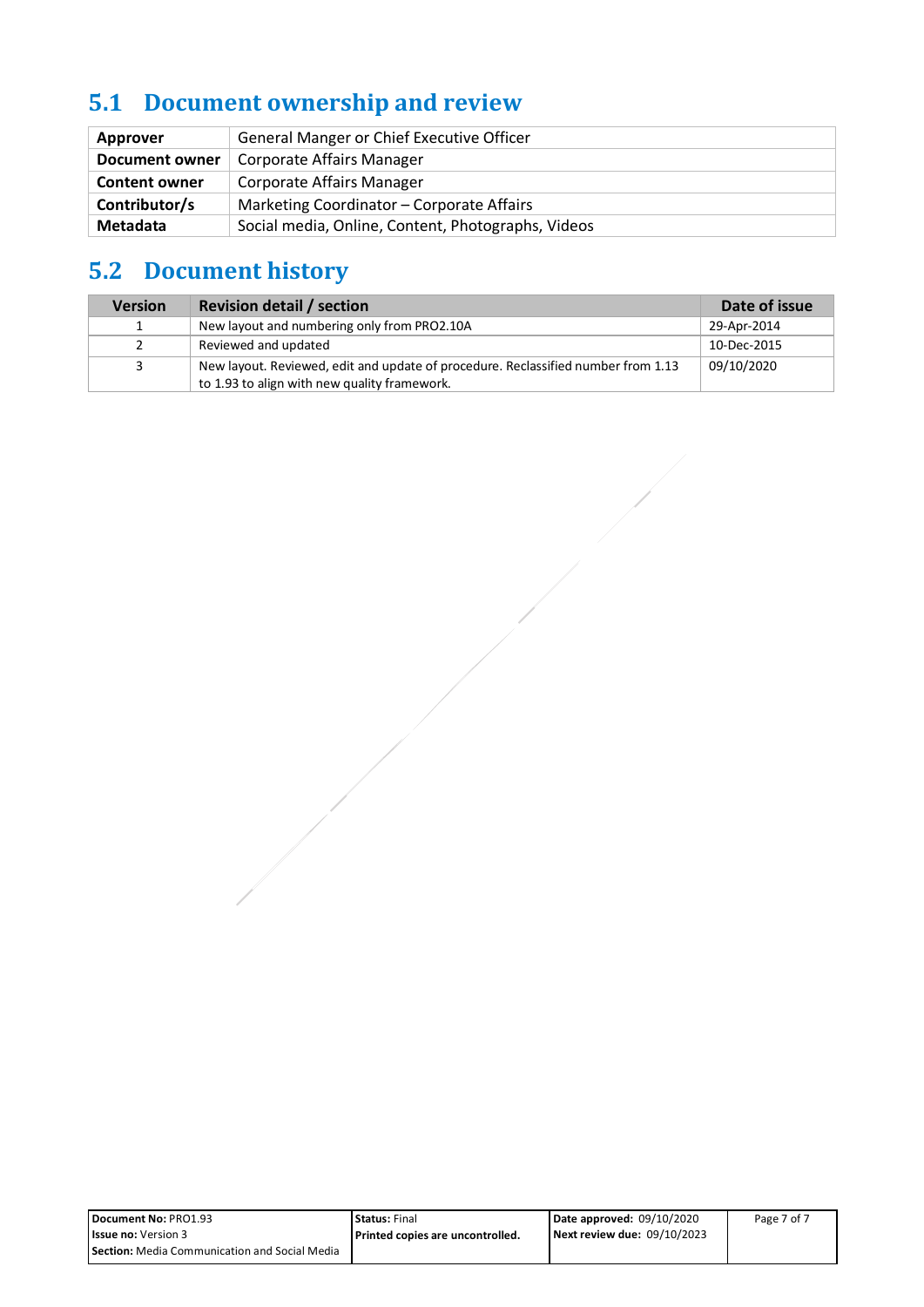## 5.1 Document ownership and review

| | |
|---|---|
| **Approver** | General Manger or Chief Executive Officer |
| **Document owner** | Corporate Affairs Manager |
| **Content owner** | Corporate Affairs Manager |
| **Contributor/s** | Marketing Coordinator – Corporate Affairs |
| **Metadata** | Social media, Online, Content, Photographs, Videos |

## 5.2 Document history

| Version | Revision detail / section | Date of issue |
|---|---|---|
| 1 | New layout and numbering only from PRO2.10A | 29-Apr-2014 |
| 2 | Reviewed and updated | 10-Dec-2015 |
| 3 | New layout. Reviewed, edit and update of procedure. Reclassified number from 1.13 to 1.93 to align with new quality framework. | 09/10/2020 |